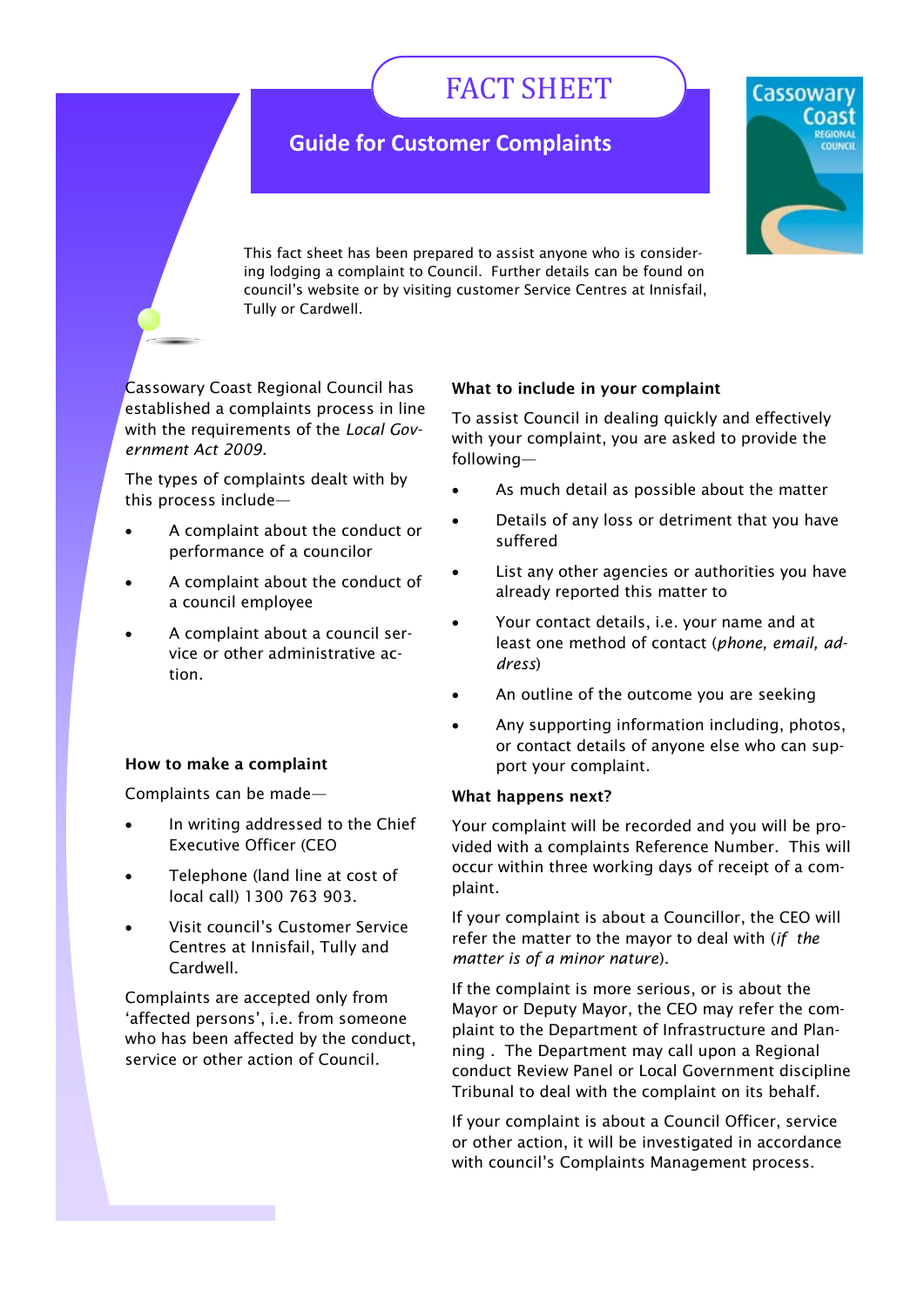# FACT SHEET

## Guide for Customer Complaints

Cassowary Coast REGIONAL COUNCIL

This fact sheet has been prepared to assist anyone who is considering lodging a complaint to Council. Further details can be found on council's website or by visiting customer Service Centres at Innisfail, Tully or Cardwell.

Cassowary Coast Regional Council has established a complaints process in line with the requirements of the *Local Government Act 2009.*

The types of complaints dealt with by this process include—

- A complaint about the conduct or performance of a councilor
- A complaint about the conduct of a council employee
- A complaint about a council service or other administrative action.

**How to make a complaint**

Complaints can be made—

- In writing addressed to the Chief Executive Officer (CEO
- Telephone (land line at cost of local call) 1300 763 903.
- Visit council's Customer Service Centres at Innisfail, Tully and Cardwell.

Complaints are accepted only from 'affected persons', i.e. from someone who has been affected by the conduct, service or other action of Council.

**What to include in your complaint**

To assist Council in dealing quickly and effectively with your complaint, you are asked to provide the following—

- As much detail as possible about the matter
- Details of any loss or detriment that you have suffered
- List any other agencies or authorities you have already reported this matter to
- Your contact details, i.e. your name and at least one method of contact (*phone, email, address*)
- An outline of the outcome you are seeking
- Any supporting information including, photos, or contact details of anyone else who can support your complaint.

**What happens next?**

Your complaint will be recorded and you will be provided with a complaints Reference Number. This will occur within three working days of receipt of a complaint.

If your complaint is about a Councillor, the CEO will refer the matter to the mayor to deal with (*if the matter is of a minor nature*).

If the complaint is more serious, or is about the Mayor or Deputy Mayor, the CEO may refer the complaint to the Department of Infrastructure and Planning . The Department may call upon a Regional conduct Review Panel or Local Government discipline Tribunal to deal with the complaint on its behalf.

If your complaint is about a Council Officer, service or other action, it will be investigated in accordance with council's Complaints Management process.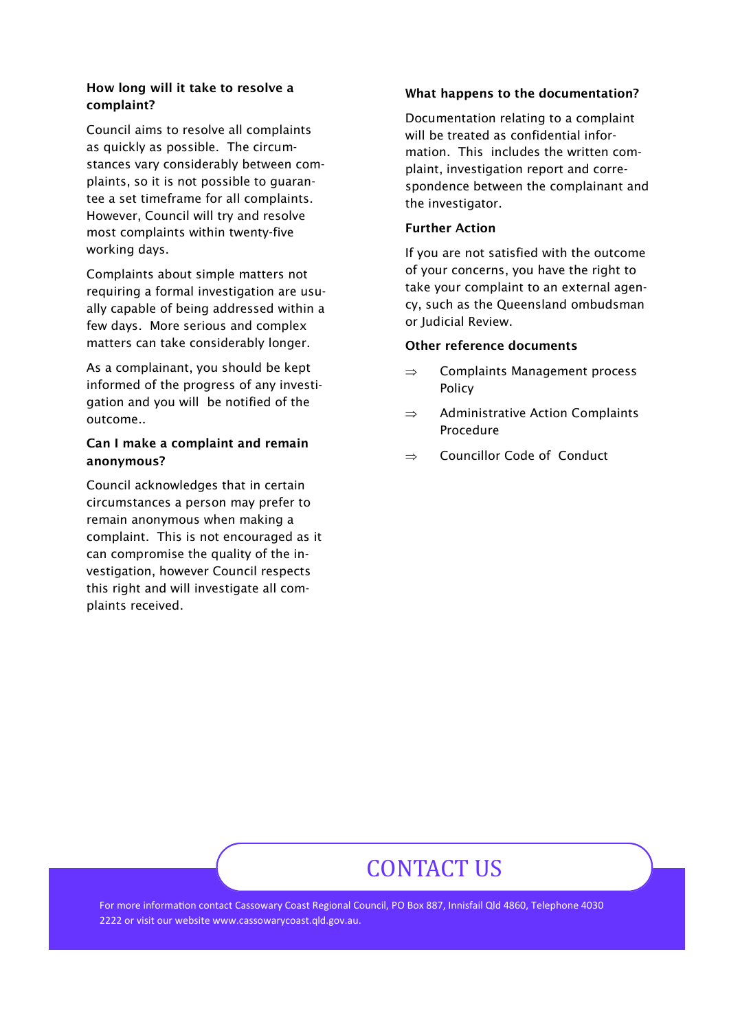### How long will it take to resolve a complaint?

Council aims to resolve all complaints as quickly as possible. The circumstances vary considerably between complaints, so it is not possible to guarantee a set timeframe for all complaints. However, Council will try and resolve most complaints within twenty-five working days.

Complaints about simple matters not requiring a formal investigation are usually capable of being addressed within a few days. More serious and complex matters can take considerably longer.

As a complainant, you should be kept informed of the progress of any investigation and you will be notified of the outcome..

### Can I make a complaint and remain anonymous?

Council acknowledges that in certain circumstances a person may prefer to remain anonymous when making a complaint. This is not encouraged as it can compromise the quality of the investigation, however Council respects this right and will investigate all complaints received.

### What happens to the documentation?

Documentation relating to a complaint will be treated as confidential information. This includes the written complaint, investigation report and correspondence between the complainant and the investigator.

### Further Action

If you are not satisfied with the outcome of your concerns, you have the right to take your complaint to an external agency, such as the Queensland ombudsman or Judicial Review.

### Other reference documents

- ⇒ Complaints Management process Policy
- ⇒ Administrative Action Complaints Procedure
- ⇒ Councillor Code of Conduct

## CONTACT US

For more information contact Cassowary Coast Regional Council, PO Box 887, Innisfail Qld 4860, Telephone 4030 2222 or visit our website www.cassowarycoast.qld.gov.au.